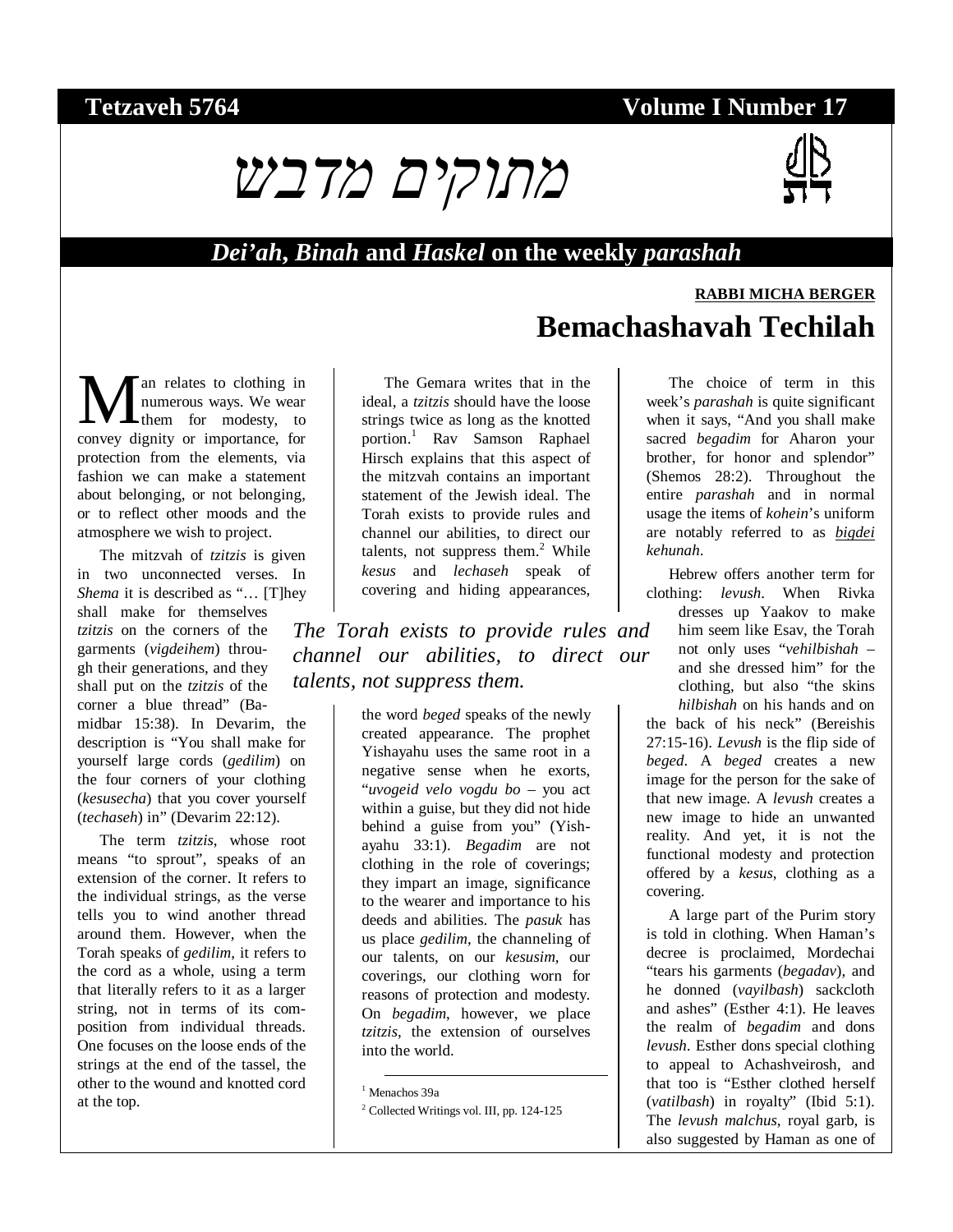**Tetzaveh 5764** **Volume I Number 17**

# מתוקים מדבש

## *Dei'ah*, *Binah* and *Haskel* on the weekly *parashah*

**RABBI MICHA BERGER**

# Bemachashavah Techilah

Man relates to clothing in numerous ways. We wear them for modesty, to convey dignity or importance, for protection from the elements, via fashion we can make a statement about belonging, or not belonging, or to reflect other moods and the atmosphere we wish to project.

The mitzvah of *tzitzis* is given in two unconnected verses. In *Shema* it is described as "… [T]hey shall make for themselves *tzitzis* on the corners of the garments (*vigdeihem*) throughout their generations, and they shall put on the *tzitzis* of the corner a blue thread" (Bamidbar 15:38). In Devarim, the description is "You shall make for yourself large cords (*gedilim*) on the four corners of your clothing (*kesusecha*) that you cover yourself (*techaseh*) in" (Devarim 22:12).

The term *tzitzis*, whose root means "to sprout", speaks of an extension of the corner. It refers to the individual strings, as the verse tells you to wind another thread around them. However, when the Torah speaks of *gedilim*, it refers to the cord as a whole, using a term that literally refers to it as a larger string, not in terms of its composition from individual threads. One focuses on the loose ends of the strings at the end of the tassel, the other to the wound and knotted cord at the top.

The Gemara writes that in the ideal, a *tzitzis* should have the loose strings twice as long as the knotted portion.[1] Rav Samson Raphael Hirsch explains that this aspect of the mitzvah contains an important statement of the Jewish ideal. The Torah exists to provide rules and channel our abilities, to direct our talents, not suppress them.[2] While *kesus* and *lechaseh* speak of covering and hiding appearances, the word *beged* speaks of the newly created appearance. The prophet Yishayahu uses the same root in a negative sense when he exorts, "*uvogeid velo vogdu bo* – you act within a guise, but they did not hide behind a guise from you" (Yishayahu 33:1). *Begadim* are not clothing in the role of coverings; they impart an image, significance to the wearer and importance to his deeds and abilities. The *pasuk* has us place *gedilim*, the channeling of our talents, on our *kesusim*, our coverings, our clothing worn for reasons of protection and modesty. On *begadim*, however, we place *tzitzis*, the extension of ourselves into the world.

> *The Torah exists to provide rules and channel our abilities, to direct our talents, not suppress them.*

The choice of term in this week's *parashah* is quite significant when it says, "And you shall make sacred *begadim* for Aharon your brother, for honor and splendor" (Shemos 28:2). Throughout the entire *parashah* and in normal usage the items of *kohein*'s uniform are notably referred to as *bigdei kehunah*.

Hebrew offers another term for clothing: *levush*. When Rivka dresses up Yaakov to make him seem like Esav, the Torah not only uses "*vehilbishah* – and she dressed him" for the clothing, but also "the skins *hilbishah* on his hands and on the back of his neck" (Bereishis 27:15-16). *Levush* is the flip side of *beged*. A *beged* creates a new image for the person for the sake of that new image. A *levush* creates a new image to hide an unwanted reality. And yet, it is not the functional modesty and protection offered by a *kesus*, clothing as a covering.

A large part of the Purim story is told in clothing. When Haman's decree is proclaimed, Mordechai "tears his garments (*begadav*), and he donned (*vayilbash*) sackcloth and ashes" (Esther 4:1). He leaves the realm of *begadim* and dons *levush*. Esther dons special clothing to appeal to Achashveirosh, and that too is "Esther clothed herself (*vatilbash*) in royalty" (Ibid 5:1). The *levush malchus*, royal garb, is also suggested by Haman as one of

---

[1] Menachos 39a

[2] Collected Writings vol. III, pp. 124-125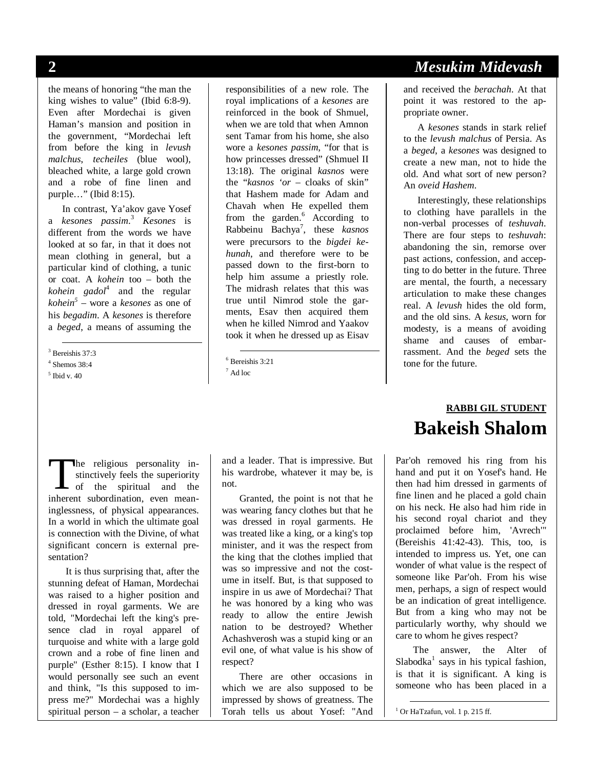the means of honoring "the man the king wishes to value" (Ibid 6:8-9). Even after Mordechai is given Haman's mansion and position in the government, "Mordechai left from before the king in *levush malchus*, *techeiles* (blue wool), bleached white, a large gold crown and a robe of fine linen and purple…" (Ibid 8:15).

In contrast, Ya'akov gave Yosef a *kesones passim*.[3] *Kesones* is different from the words we have looked at so far, in that it does not mean clothing in general, but a particular kind of clothing, a tunic or coat. A *kohein* too – both the *kohein gadol*[4] and the regular *kohein*[5] – wore a *kesones* as one of his *begadim*. A *kesones* is therefore a *beged*, a means of assuming the responsibilities of a new role. The royal implications of a *kesones* are reinforced in the book of Shmuel, when we are told that when Amnon sent Tamar from his home, she also wore a *kesones passim*, "for that is how princesses dressed" (Shmuel II 13:18). The original *kasnos* were the "*kasnos 'or* – cloaks of skin" that Hashem made for Adam and Chavah when He expelled them from the garden.[6] According to Rabbeinu Bachya[7], these *kasnos* were precursors to the *bigdei kehunah*, and therefore were to be passed down to the first-born to help him assume a priestly role. The midrash relates that this was true until Nimrod stole the garments, Esav then acquired them when he killed Nimrod and Yaakov took it when he dressed up as Eisav and received the *berachah*. At that point it was restored to the appropriate owner.

A *kesones* stands in stark relief to the *levush malchus* of Persia. As a *beged*, a *kesones* was designed to create a new man, not to hide the old. And what sort of new person? An *oveid Hashem*.

Interestingly, these relationships to clothing have parallels in the non-verbal processes of *teshuvah*. There are four steps to *teshuvah*: abandoning the sin, remorse over past actions, confession, and accepting to do better in the future. Three are mental, the fourth, a necessary articulation to make these changes real. A *levush* hides the old form, and the old sins. A *kesus*, worn for modesty, is a means of avoiding shame and causes of embarrassment. And the *beged* sets the tone for the future.

[3] Bereishis 37:3
[4] Shemos 38:4
[5] Ibid v. 40
[6] Bereishis 3:21
[7] Ad loc

**RABBI GIL STUDENT**

# Bakeish Shalom

The religious personality instinctively feels the superiority of the spiritual and the inherent subordination, even meaninglessness, of physical appearances. In a world in which the ultimate goal is connection with the Divine, of what significant concern is external presentation?

It is thus surprising that, after the stunning defeat of Haman, Mordechai was raised to a higher position and dressed in royal garments. We are told, "Mordechai left the king's presence clad in royal apparel of turquoise and white with a large gold crown and a robe of fine linen and purple" (Esther 8:15). I know that I would personally see such an event and think, "Is this supposed to impress me?" Mordechai was a highly spiritual person – a scholar, a teacher and a leader. That is impressive. But his wardrobe, whatever it may be, is not.

Granted, the point is not that he was wearing fancy clothes but that he was dressed in royal garments. He was treated like a king, or a king's top minister, and it was the respect from the king that the clothes implied that was so impressive and not the costume in itself. But, is that supposed to inspire in us awe of Mordechai? That he was honored by a king who was ready to allow the entire Jewish nation to be destroyed? Whether Achashverosh was a stupid king or an evil one, of what value is his show of respect?

There are other occasions in which we are also supposed to be impressed by shows of greatness. The Torah tells us about Yosef: "And Par'oh removed his ring from his hand and put it on Yosef's hand. He then had him dressed in garments of fine linen and he placed a gold chain on his neck. He also had him ride in his second royal chariot and they proclaimed before him, 'Avrech'" (Bereishis 41:42-43). This, too, is intended to impress us. Yet, one can wonder of what value is the respect of someone like Par'oh. From his wise men, perhaps, a sign of respect would be an indication of great intelligence. But from a king who may not be particularly worthy, why should we care to whom he gives respect?

The answer, the Alter of Slabodka[1] says in his typical fashion, is that it is significant. A king is someone who has been placed in a

[1] Or HaTzafun, vol. 1 p. 215 ff.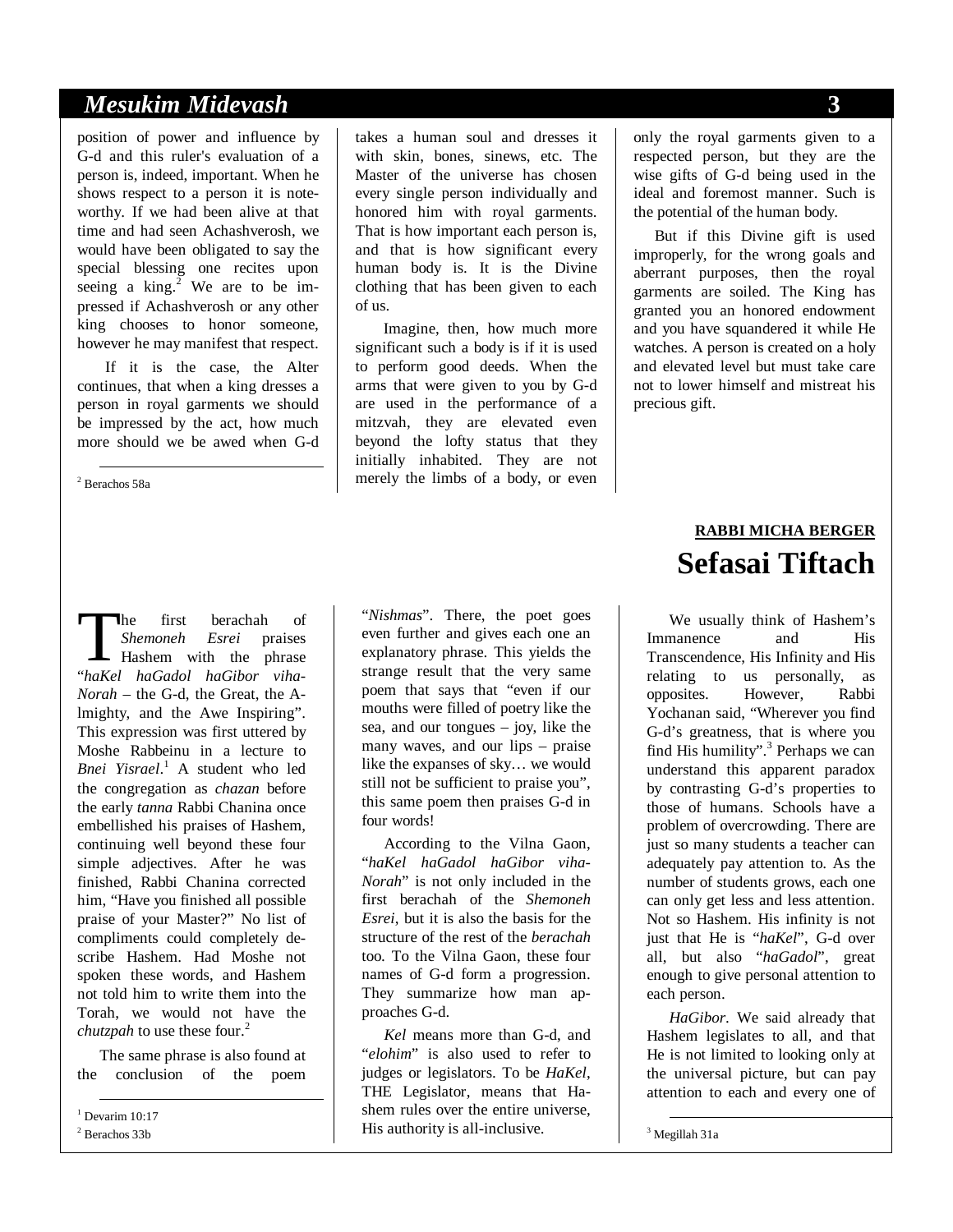position of power and influence by G-d and this ruler's evaluation of a person is, indeed, important. When he shows respect to a person it is noteworthy. If we had been alive at that time and had seen Achashverosh, we would have been obligated to say the special blessing one recites upon seeing a king.[2] We are to be impressed if Achashverosh or any other king chooses to honor someone, however he may manifest that respect.

If it is the case, the Alter continues, that when a king dresses a person in royal garments we should be impressed by the act, how much more should we be awed when G-d takes a human soul and dresses it with skin, bones, sinews, etc. The Master of the universe has chosen every single person individually and honored him with royal garments. That is how important each person is, and that is how significant every human body is. It is the Divine clothing that has been given to each of us.

Imagine, then, how much more significant such a body is if it is used to perform good deeds. When the arms that were given to you by G-d are used in the performance of a mitzvah, they are elevated even beyond the lofty status that they initially inhabited. They are not merely the limbs of a body, or even only the royal garments given to a respected person, but they are the wise gifts of G-d being used in the ideal and foremost manner. Such is the potential of the human body.

But if this Divine gift is used improperly, for the wrong goals and aberrant purposes, then the royal garments are soiled. The King has granted you an honored endowment and you have squandered it while He watches. A person is created on a holy and elevated level but must take care not to lower himself and mistreat his precious gift.

[2] Berachos 58a

**RABBI MICHA BERGER**

# Sefasai Tiftach

The first berachah of *Shemoneh Esrei* praises Hashem with the phrase "*haKel haGadol haGibor viha-Norah* – the G-d, the Great, the A-lmighty, and the Awe Inspiring". This expression was first uttered by Moshe Rabbeinu in a lecture to *Bnei Yisrael*.[1] A student who led the congregation as *chazan* before the early *tanna* Rabbi Chanina once embellished his praises of Hashem, continuing well beyond these four simple adjectives. After he was finished, Rabbi Chanina corrected him, "Have you finished all possible praise of your Master?" No list of compliments could completely describe Hashem. Had Moshe not spoken these words, and Hashem not told him to write them into the Torah, we would not have the *chutzpah* to use these four.[2]

The same phrase is also found at the conclusion of the poem "*Nishmas*". There, the poet goes even further and gives each one an explanatory phrase. This yields the strange result that the very same poem that says that "even if our mouths were filled of poetry like the sea, and our tongues – joy, like the many waves, and our lips – praise like the expanses of sky… we would still not be sufficient to praise you", this same poem then praises G-d in four words!

According to the Vilna Gaon, "*haKel haGadol haGibor viha-Norah*" is not only included in the first berachah of the *Shemoneh Esrei*, but it is also the basis for the structure of the rest of the *berachah* too. To the Vilna Gaon, these four names of G-d form a progression. They summarize how man approaches G-d.

*Kel* means more than G-d, and "*elohim*" is also used to refer to judges or legislators. To be *HaKel*, THE Legislator, means that Hashem rules over the entire universe, His authority is all-inclusive.

We usually think of Hashem's Immanence and His Transcendence, His Infinity and His relating to us personally, as opposites. However, Rabbi Yochanan said, "Wherever you find G-d's greatness, that is where you find His humility".[3] Perhaps we can understand this apparent paradox by contrasting G-d's properties to those of humans. Schools have a problem of overcrowding. There are just so many students a teacher can adequately pay attention to. As the number of students grows, each one can only get less and less attention. Not so Hashem. His infinity is not just that He is "*haKel*", G-d over all, but also "*haGadol*", great enough to give personal attention to each person.

*HaGibor*. We said already that Hashem legislates to all, and that He is not limited to looking only at the universal picture, but can pay attention to each and every one of

[1] Devarim 10:17

[2] Berachos 33b

[3] Megillah 31a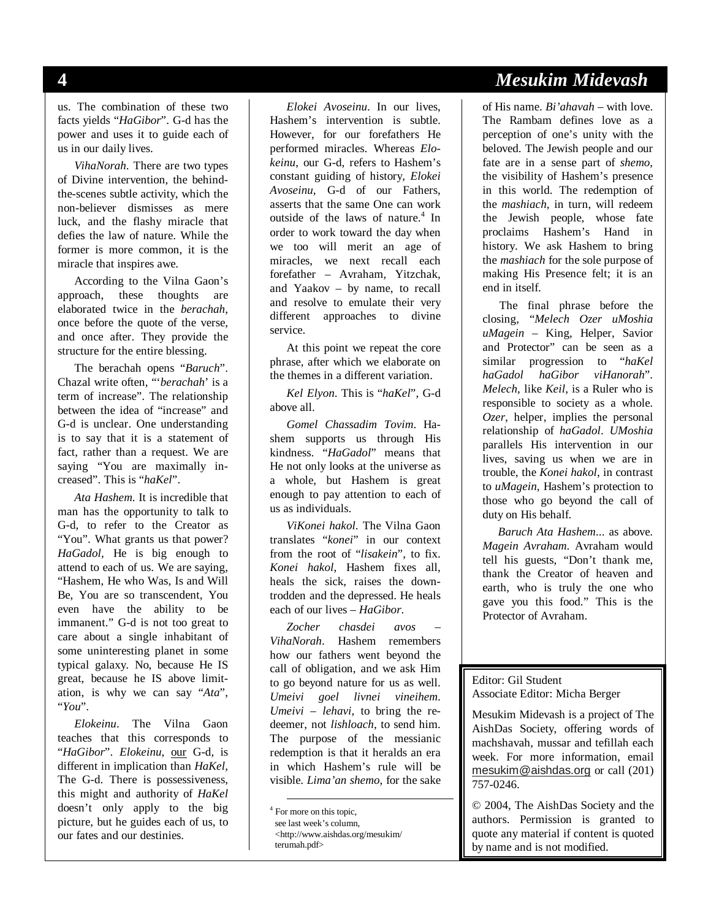us. The combination of these two facts yields "*HaGibor*". G-d has the power and uses it to guide each of us in our daily lives.

*VihaNorah*. There are two types of Divine intervention, the behind-the-scenes subtle activity, which the non-believer dismisses as mere luck, and the flashy miracle that defies the law of nature. While the former is more common, it is the miracle that inspires awe.

According to the Vilna Gaon's approach, these thoughts are elaborated twice in the *berachah*, once before the quote of the verse, and once after. They provide the structure for the entire blessing.

The berachah opens "*Baruch*". Chazal write often, "'*berachah*' is a term of increase". The relationship between the idea of "increase" and G-d is unclear. One understanding is to say that it is a statement of fact, rather than a request. We are saying "You are maximally increased". This is "*haKel*".

*Ata Hashem*. It is incredible that man has the opportunity to talk to G-d, to refer to the Creator as "You". What grants us that power? *HaGadol*, He is big enough to attend to each of us. We are saying, "Hashem, He who Was, Is and Will Be, You are so transcendent, You even have the ability to be immanent." G-d is not too great to care about a single inhabitant of some uninteresting planet in some typical galaxy. No, because He IS great, because he IS above limitation, is why we can say "*Ata*", "*You*".

*Elokeinu*. The Vilna Gaon teaches that this corresponds to "*HaGibor*". *Elokeinu*, our G-d, is different in implication than *HaKel*, The G-d. There is possessiveness, this might and authority of *HaKel* doesn't only apply to the big picture, but he guides each of us, to our fates and our destinies.

*Elokei Avoseinu*. In our lives, Hashem's intervention is subtle. However, for our forefathers He performed miracles. Whereas *Elokeinu*, our G-d, refers to Hashem's constant guiding of history, *Elokei Avoseinu*, G-d of our Fathers, asserts that the same One can work outside of the laws of nature.[4] In order to work toward the day when we too will merit an age of miracles, we next recall each forefather – Avraham, Yitzchak, and Yaakov – by name, to recall and resolve to emulate their very different approaches to divine service.

At this point we repeat the core phrase, after which we elaborate on the themes in a different variation.

*Kel Elyon*. This is "*haKel*", G-d above all.

*Gomel Chassadim Tovim*. Hashem supports us through His kindness. "*HaGadol*" means that He not only looks at the universe as a whole, but Hashem is great enough to pay attention to each of us as individuals.

*ViKonei hakol*. The Vilna Gaon translates "*konei*" in our context from the root of "*lisakein*", to fix. *Konei hakol*, Hashem fixes all, heals the sick, raises the downtrodden and the depressed. He heals each of our lives – *HaGibor*.

*Zocher chasdei avos* – *VihaNorah*. Hashem remembers how our fathers went beyond the call of obligation, and we ask Him to go beyond nature for us as well. *Umeivi goel livnei vineihem*. *Umeivi* – *lehavi*, to bring the redeemer, not *lishloach*, to send him. The purpose of the messianic redemption is that it heralds an era in which Hashem's rule will be visible. *Lima'an shemo*, for the sake of His name. *Bi'ahavah* – with love. The Rambam defines love as a perception of one's unity with the beloved. The Jewish people and our fate are in a sense part of *shemo*, the visibility of Hashem's presence in this world. The redemption of the *mashiach*, in turn, will redeem the Jewish people, whose fate proclaims Hashem's Hand in history. We ask Hashem to bring the *mashiach* for the sole purpose of making His Presence felt; it is an end in itself.

The final phrase before the closing, "*Melech Ozer uMoshia uMagein* – King, Helper, Savior and Protector" can be seen as a similar progression to "*haKel haGadol haGibor viHanorah*". *Melech*, like *Keil*, is a Ruler who is responsible to society as a whole. *Ozer*, helper, implies the personal relationship of *haGadol*. *UMoshia* parallels His intervention in our lives, saving us when we are in trouble, the *Konei hakol*, in contrast to *uMagein*, Hashem's protection to those who go beyond the call of duty on His behalf.

*Baruch Ata Hashem*... as above. *Magein Avraham*. Avraham would tell his guests, "Don't thank me, thank the Creator of heaven and earth, who is truly the one who gave you this food." This is the Protector of Avraham.

[4] For more on this topic, see last week's column, <http://www.aishdas.org/mesukim/terumah.pdf>

---

Editor: Gil Student
Associate Editor: Micha Berger

Mesukim Midevash is a project of The AishDas Society, offering words of machshavah, mussar and tefillah each week. For more information, email mesukim@aishdas.org or call (201) 757-0246.

© 2004, The AishDas Society and the authors. Permission is granted to quote any material if content is quoted by name and is not modified.